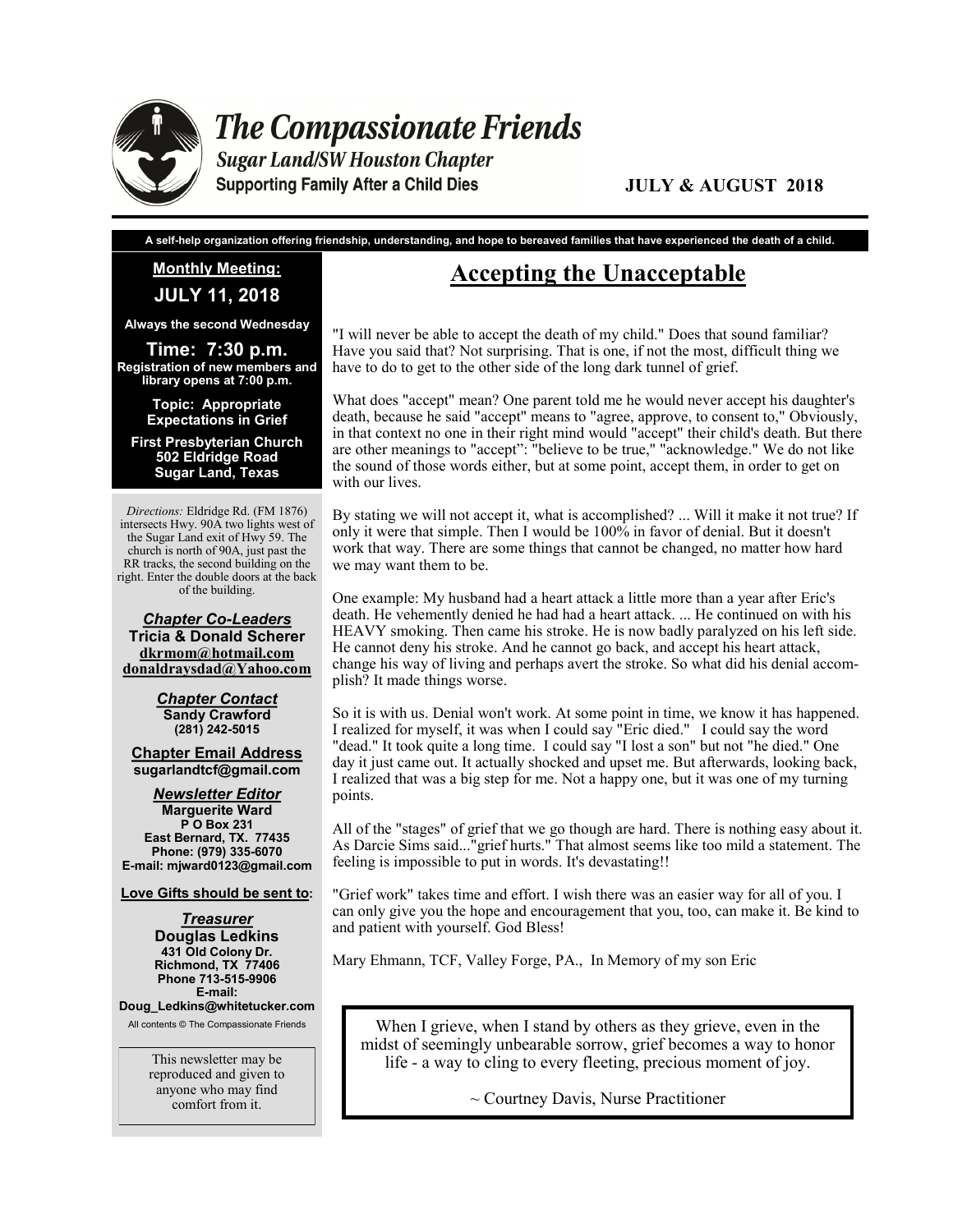# The Compassionate Friends

**Sugar Land/SW Houston Chapter**

**Supporting Family After a Child Dies**

**JULY & AUGUST 2018**

**A self-help organization offering friendship, understanding, and hope to bereaved families that have experienced the death of a child.**

**Monthly Meeting:**

**JULY 11, 2018**

**Always the second Wednesday**

**Time: 7:30 p.m.**
**Registration of new members and library opens at 7:00 p.m.**

**Topic: Appropriate Expectations in Grief**

**First Presbyterian Church**
**502 Eldridge Road**
**Sugar Land, Texas**

*Directions:* Eldridge Rd. (FM 1876) intersects Hwy. 90A two lights west of the Sugar Land exit of Hwy 59. The church is north of 90A, just past the RR tracks, the second building on the right. Enter the double doors at the back of the building.

***Chapter Co-Leaders***
**Tricia & Donald Scherer**
**dkrmom@hotmail.com**
**donaldraysdad@Yahoo.com**

***Chapter Contact***
**Sandy Crawford**
**(281) 242-5015**

**Chapter Email Address**
**sugarlandtcf@gmail.com**

***Newsletter Editor***
**Marguerite Ward**
**P O Box 231**
**East Bernard, TX. 77435**
**Phone: (979) 335-6070**
**E-mail: mjward0123@gmail.com**

**Love Gifts should be sent to:**

***Treasurer***
**Douglas Ledkins**
**431 Old Colony Dr.**
**Richmond, TX 77406**
**Phone 713-515-9906**
**E-mail:**
**Doug_Ledkins@whitetucker.com**

All contents © The Compassionate Friends

This newsletter may be reproduced and given to anyone who may find comfort from it.

## Accepting the Unacceptable

"I will never be able to accept the death of my child." Does that sound familiar? Have you said that? Not surprising. That is one, if not the most, difficult thing we have to do to get to the other side of the long dark tunnel of grief.

What does "accept" mean? One parent told me he would never accept his daughter's death, because he said "accept" means to "agree, approve, to consent to," Obviously, in that context no one in their right mind would "accept" their child's death. But there are other meanings to "accept": "believe to be true," "acknowledge." We do not like the sound of those words either, but at some point, accept them, in order to get on with our lives.

By stating we will not accept it, what is accomplished? ... Will it make it not true? If only it were that simple. Then I would be 100% in favor of denial. But it doesn't work that way. There are some things that cannot be changed, no matter how hard we may want them to be.

One example: My husband had a heart attack a little more than a year after Eric's death. He vehemently denied he had had a heart attack. ... He continued on with his HEAVY smoking. Then came his stroke. He is now badly paralyzed on his left side. He cannot deny his stroke. And he cannot go back, and accept his heart attack, change his way of living and perhaps avert the stroke. So what did his denial accomplish? It made things worse.

So it is with us. Denial won't work. At some point in time, we know it has happened. I realized for myself, it was when I could say "Eric died." I could say the word "dead." It took quite a long time. I could say "I lost a son" but not "he died." One day it just came out. It actually shocked and upset me. But afterwards, looking back, I realized that was a big step for me. Not a happy one, but it was one of my turning points.

All of the "stages" of grief that we go though are hard. There is nothing easy about it. As Darcie Sims said..."grief hurts." That almost seems like too mild a statement. The feeling is impossible to put in words. It's devastating!!

"Grief work" takes time and effort. I wish there was an easier way for all of you. I can only give you the hope and encouragement that you, too, can make it. Be kind to and patient with yourself. God Bless!

Mary Ehmann, TCF, Valley Forge, PA., In Memory of my son Eric

When I grieve, when I stand by others as they grieve, even in the midst of seemingly unbearable sorrow, grief becomes a way to honor life - a way to cling to every fleeting, precious moment of joy.

~ Courtney Davis, Nurse Practitioner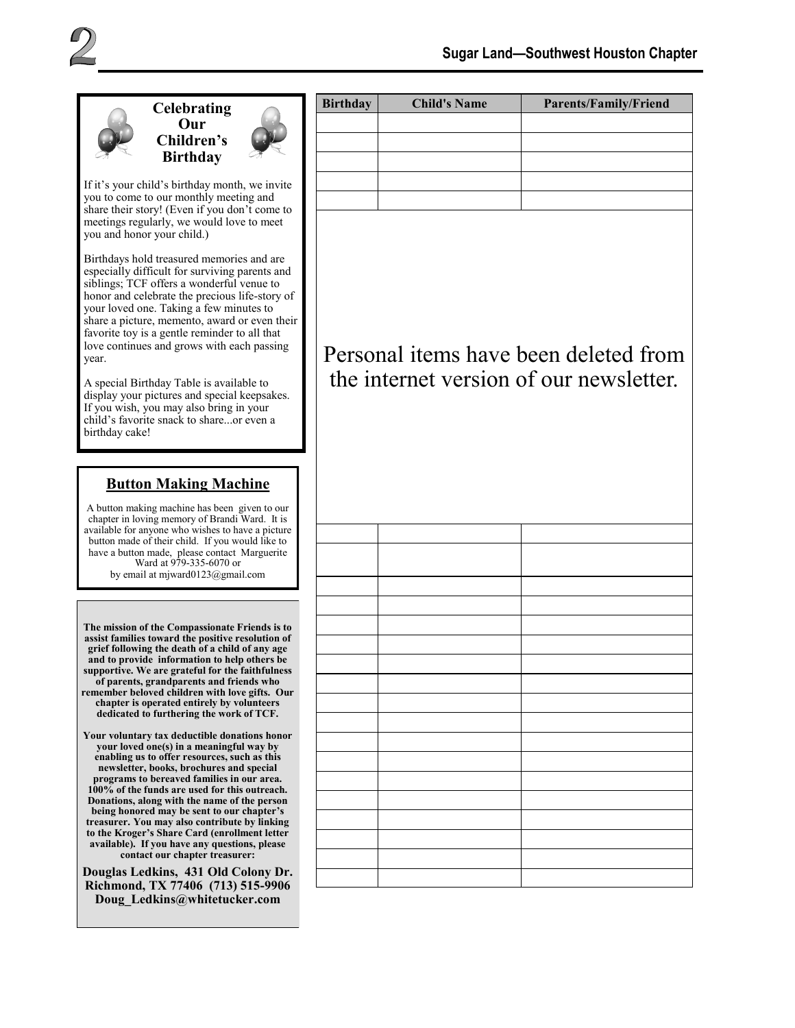## Celebrating Our Children's Birthday

If it's your child's birthday month, we invite you to come to our monthly meeting and share their story! (Even if you don't come to meetings regularly, we would love to meet you and honor your child.)

Birthdays hold treasured memories and are especially difficult for surviving parents and siblings; TCF offers a wonderful venue to honor and celebrate the precious life-story of your loved one. Taking a few minutes to share a picture, memento, award or even their favorite toy is a gentle reminder to all that love continues and grows with each passing year.

A special Birthday Table is available to display your pictures and special keepsakes. If you wish, you may also bring in your child's favorite snack to share...or even a birthday cake!

## Button Making Machine

A button making machine has been given to our chapter in loving memory of Brandi Ward. It is available for anyone who wishes to have a picture button made of their child. If you would like to have a button made, please contact Marguerite Ward at 979-335-6070 or by email at mjward0123@gmail.com

**The mission of the Compassionate Friends is to assist families toward the positive resolution of grief following the death of a child of any age and to provide information to help others be supportive. We are grateful for the faithfulness of parents, grandparents and friends who remember beloved children with love gifts. Our chapter is operated entirely by volunteers dedicated to furthering the work of TCF.**

**Your voluntary tax deductible donations honor your loved one(s) in a meaningful way by enabling us to offer resources, such as this newsletter, books, brochures and special programs to bereaved families in our area. 100% of the funds are used for this outreach. Donations, along with the name of the person being honored may be sent to our chapter's treasurer. You may also contribute by linking to the Kroger's Share Card (enrollment letter available). If you have any questions, please contact our chapter treasurer:**

**Douglas Ledkins, 431 Old Colony Dr. Richmond, TX 77406 (713) 515-9906 Doug_Ledkins@whitetucker.com**

| Birthday | Child's Name | Parents/Family/Friend |
|---|---|---|
| | | |
| | | |
| | | |
| | | |
| | | |

Personal items have been deleted from the internet version of our newsletter.

| Birthday | Child's Name | Parents/Family/Friend |
|---|---|---|
| | | |
| | | |
| | | |
| | | |
| | | |
| | | |
| | | |
| | | |
| | | |
| | | |
| | | |
| | | |
| | | |
| | | |
| | | |
| | | |
| | | |
| | | |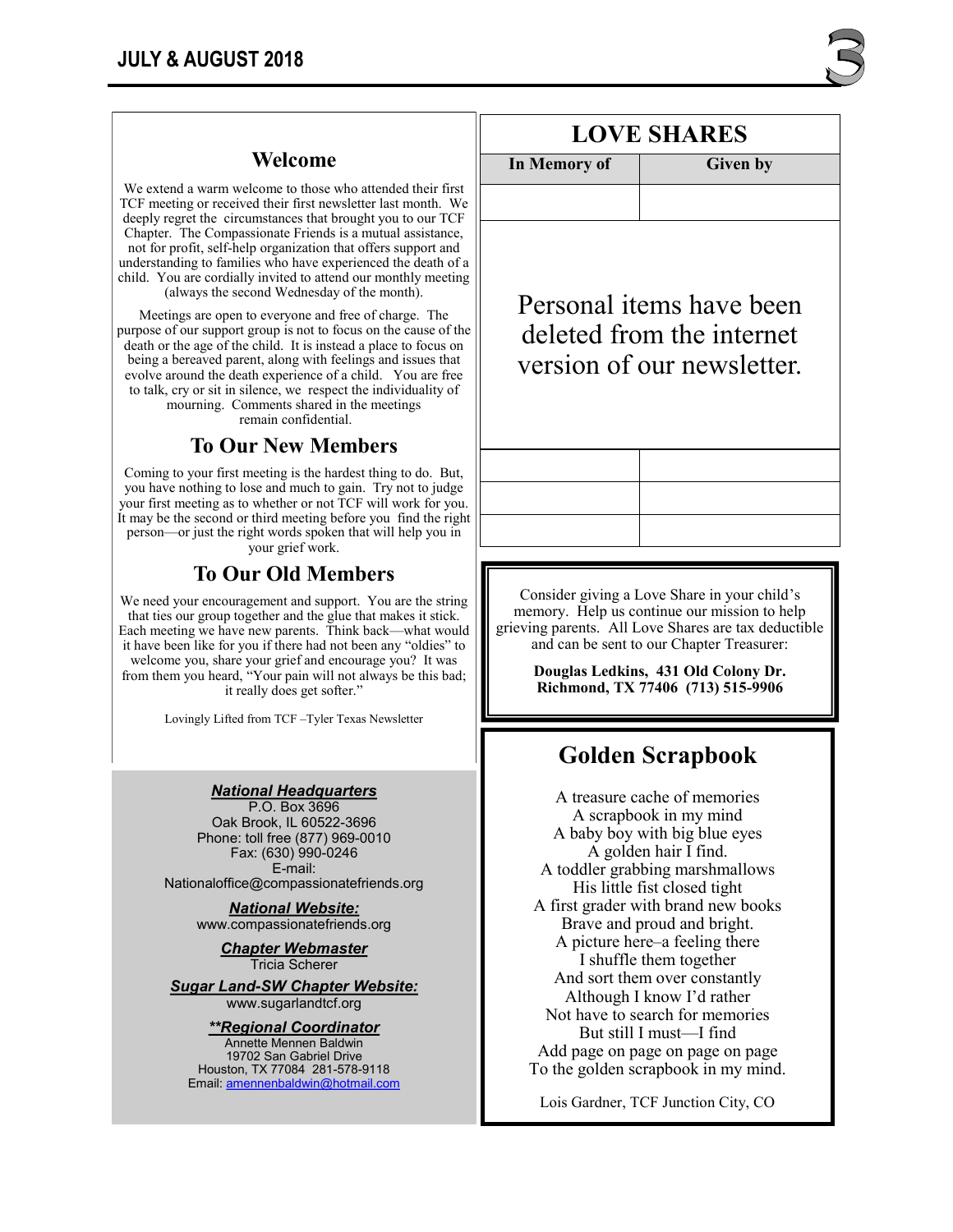## Welcome

We extend a warm welcome to those who attended their first TCF meeting or received their first newsletter last month. We deeply regret the circumstances that brought you to our TCF Chapter. The Compassionate Friends is a mutual assistance, not for profit, self-help organization that offers support and understanding to families who have experienced the death of a child. You are cordially invited to attend our monthly meeting (always the second Wednesday of the month).

Meetings are open to everyone and free of charge. The purpose of our support group is not to focus on the cause of the death or the age of the child. It is instead a place to focus on being a bereaved parent, along with feelings and issues that evolve around the death experience of a child. You are free to talk, cry or sit in silence, we respect the individuality of mourning. Comments shared in the meetings remain confidential.

## To Our New Members

Coming to your first meeting is the hardest thing to do. But, you have nothing to lose and much to gain. Try not to judge your first meeting as to whether or not TCF will work for you. It may be the second or third meeting before you find the right person—or just the right words spoken that will help you in your grief work.

## To Our Old Members

We need your encouragement and support. You are the string that ties our group together and the glue that makes it stick. Each meeting we have new parents. Think back—what would it have been like for you if there had not been any "oldies" to welcome you, share your grief and encourage you? It was from them you heard, "Your pain will not always be this bad; it really does get softer."

Lovingly Lifted from TCF –Tyler Texas Newsletter

***National Headquarters***
P.O. Box 3696
Oak Brook, IL 60522-3696
Phone: toll free (877) 969-0010
Fax: (630) 990-0246
E-mail:
Nationaloffice@compassionatefriends.org

***National Website:***
www.compassionatefriends.org

***Chapter Webmaster***
Tricia Scherer

***Sugar Land-SW Chapter Website:***
www.sugarlandtcf.org

***\*\*Regional Coordinator***
Annette Mennen Baldwin
19702 San Gabriel Drive
Houston, TX 77084 281-578-9118
Email: amennenbaldwin@hotmail.com

## LOVE SHARES

| In Memory of | Given by |
|---|---|
| | |

Personal items have been deleted from the internet version of our newsletter.

Consider giving a Love Share in your child's memory. Help us continue our mission to help grieving parents. All Love Shares are tax deductible and can be sent to our Chapter Treasurer:

**Douglas Ledkins, 431 Old Colony Dr. Richmond, TX 77406 (713) 515-9906**

## Golden Scrapbook

A treasure cache of memories
A scrapbook in my mind
A baby boy with big blue eyes
A golden hair I find.
A toddler grabbing marshmallows
His little fist closed tight
A first grader with brand new books
Brave and proud and bright.
A picture here–a feeling there
I shuffle them together
And sort them over constantly
Although I know I'd rather
Not have to search for memories
But still I must—I find
Add page on page on page on page
To the golden scrapbook in my mind.

Lois Gardner, TCF Junction City, CO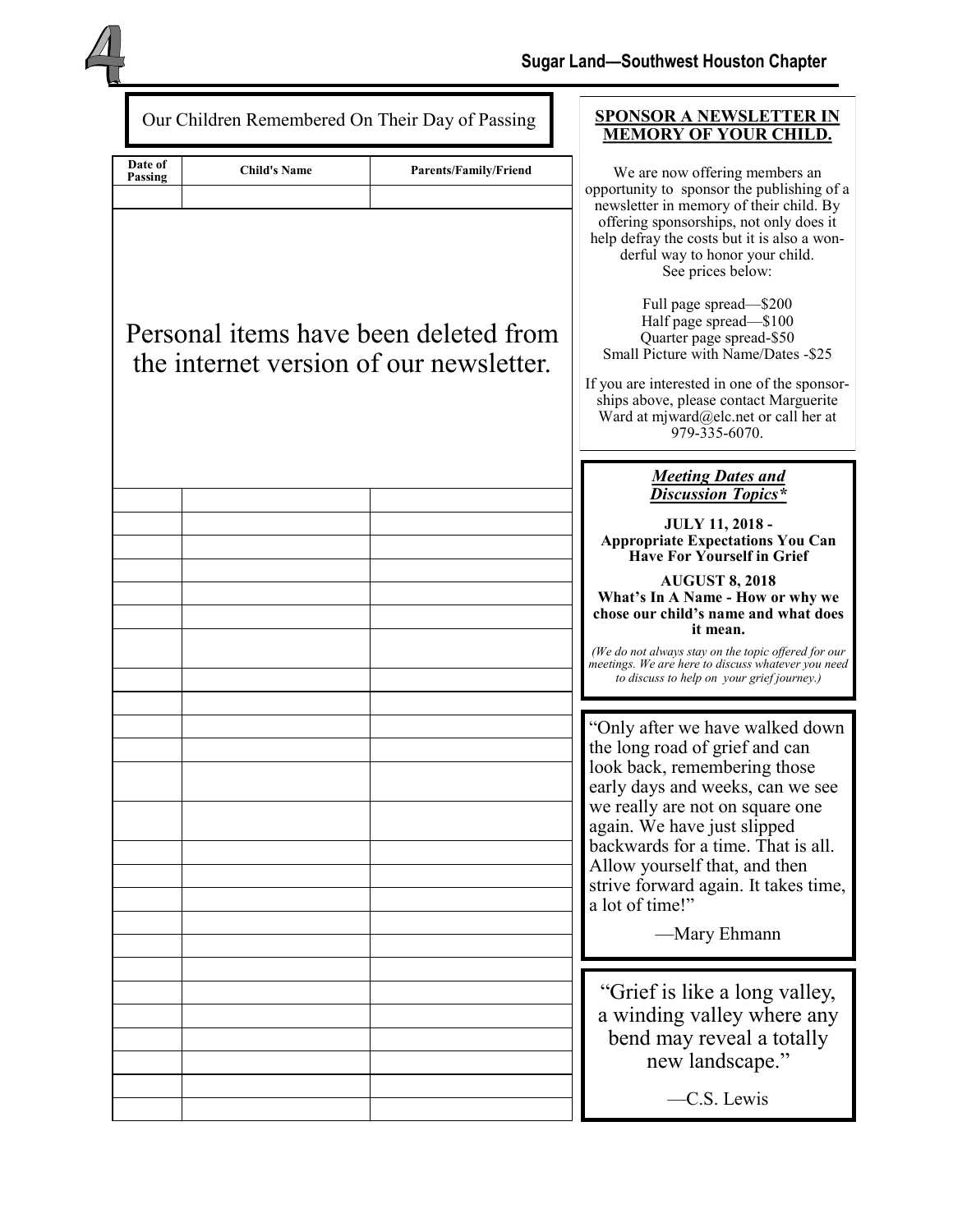## Our Children Remembered On Their Day of Passing

| Date of Passing | Child's Name | Parents/Family/Friend |
|---|---|---|
| | | |

Personal items have been deleted from the internet version of our newsletter.

## SPONSOR A NEWSLETTER IN MEMORY OF YOUR CHILD.

We are now offering members an opportunity to sponsor the publishing of a newsletter in memory of their child. By offering sponsorships, not only does it help defray the costs but it is also a wonderful way to honor your child. See prices below:

Full page spread—$200
Half page spread—$100
Quarter page spread-$50
Small Picture with Name/Dates -$25

If you are interested in one of the sponsorships above, please contact Marguerite Ward at mjward@elc.net or call her at 979-335-6070.

### *Meeting Dates and Discussion Topics**

**JULY 11, 2018 - Appropriate Expectations You Can Have For Yourself in Grief**

**AUGUST 8, 2018 What's In A Name - How or why we chose our child's name and what does it mean.**

*(We do not always stay on the topic offered for our meetings. We are here to discuss whatever you need to discuss to help on your grief journey.)*

"Only after we have walked down the long road of grief and can look back, remembering those early days and weeks, can we see we really are not on square one again. We have just slipped backwards for a time. That is all. Allow yourself that, and then strive forward again. It takes time, a lot of time!"

—Mary Ehmann

"Grief is like a long valley, a winding valley where any bend may reveal a totally new landscape."

—C.S. Lewis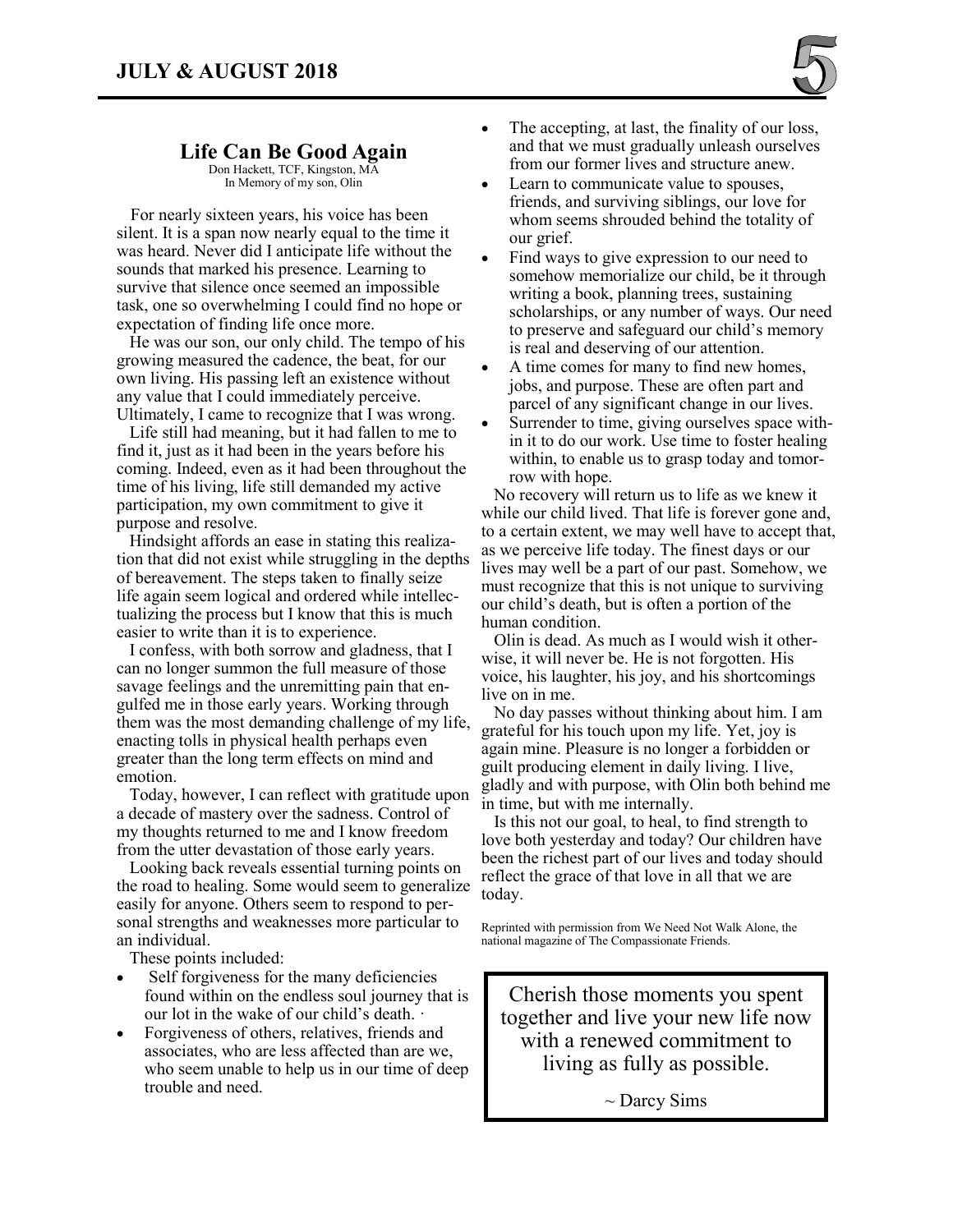## Life Can Be Good Again

Don Hackett, TCF, Kingston, MA
In Memory of my son, Olin

For nearly sixteen years, his voice has been silent. It is a span now nearly equal to the time it was heard. Never did I anticipate life without the sounds that marked his presence. Learning to survive that silence once seemed an impossible task, one so overwhelming I could find no hope or expectation of finding life once more.

He was our son, our only child. The tempo of his growing measured the cadence, the beat, for our own living. His passing left an existence without any value that I could immediately perceive. Ultimately, I came to recognize that I was wrong.

Life still had meaning, but it had fallen to me to find it, just as it had been in the years before his coming. Indeed, even as it had been throughout the time of his living, life still demanded my active participation, my own commitment to give it purpose and resolve.

Hindsight affords an ease in stating this realization that did not exist while struggling in the depths of bereavement. The steps taken to finally seize life again seem logical and ordered while intellectualizing the process but I know that this is much easier to write than it is to experience.

I confess, with both sorrow and gladness, that I can no longer summon the full measure of those savage feelings and the unremitting pain that engulfed me in those early years. Working through them was the most demanding challenge of my life, enacting tolls in physical health perhaps even greater than the long term effects on mind and emotion.

Today, however, I can reflect with gratitude upon a decade of mastery over the sadness. Control of my thoughts returned to me and I know freedom from the utter devastation of those early years.

Looking back reveals essential turning points on the road to healing. Some would seem to generalize easily for anyone. Others seem to respond to personal strengths and weaknesses more particular to an individual.

These points included:

- Self forgiveness for the many deficiencies found within on the endless soul journey that is our lot in the wake of our child's death. ·
- Forgiveness of others, relatives, friends and associates, who are less affected than are we, who seem unable to help us in our time of deep trouble and need.
- The accepting, at last, the finality of our loss, and that we must gradually unleash ourselves from our former lives and structure anew.
- Learn to communicate value to spouses, friends, and surviving siblings, our love for whom seems shrouded behind the totality of our grief.
- Find ways to give expression to our need to somehow memorialize our child, be it through writing a book, planning trees, sustaining scholarships, or any number of ways. Our need to preserve and safeguard our child's memory is real and deserving of our attention.
- A time comes for many to find new homes, jobs, and purpose. These are often part and parcel of any significant change in our lives.
- Surrender to time, giving ourselves space within it to do our work. Use time to foster healing within, to enable us to grasp today and tomorrow with hope.

No recovery will return us to life as we knew it while our child lived. That life is forever gone and, to a certain extent, we may well have to accept that, as we perceive life today. The finest days or our lives may well be a part of our past. Somehow, we must recognize that this is not unique to surviving our child's death, but is often a portion of the human condition.

Olin is dead. As much as I would wish it otherwise, it will never be. He is not forgotten. His voice, his laughter, his joy, and his shortcomings live on in me.

No day passes without thinking about him. I am grateful for his touch upon my life. Yet, joy is again mine. Pleasure is no longer a forbidden or guilt producing element in daily living. I live, gladly and with purpose, with Olin both behind me in time, but with me internally.

Is this not our goal, to heal, to find strength to love both yesterday and today? Our children have been the richest part of our lives and today should reflect the grace of that love in all that we are today.

Reprinted with permission from We Need Not Walk Alone, the national magazine of The Compassionate Friends.

> Cherish those moments you spent together and live your new life now with a renewed commitment to living as fully as possible.
>
> ~ Darcy Sims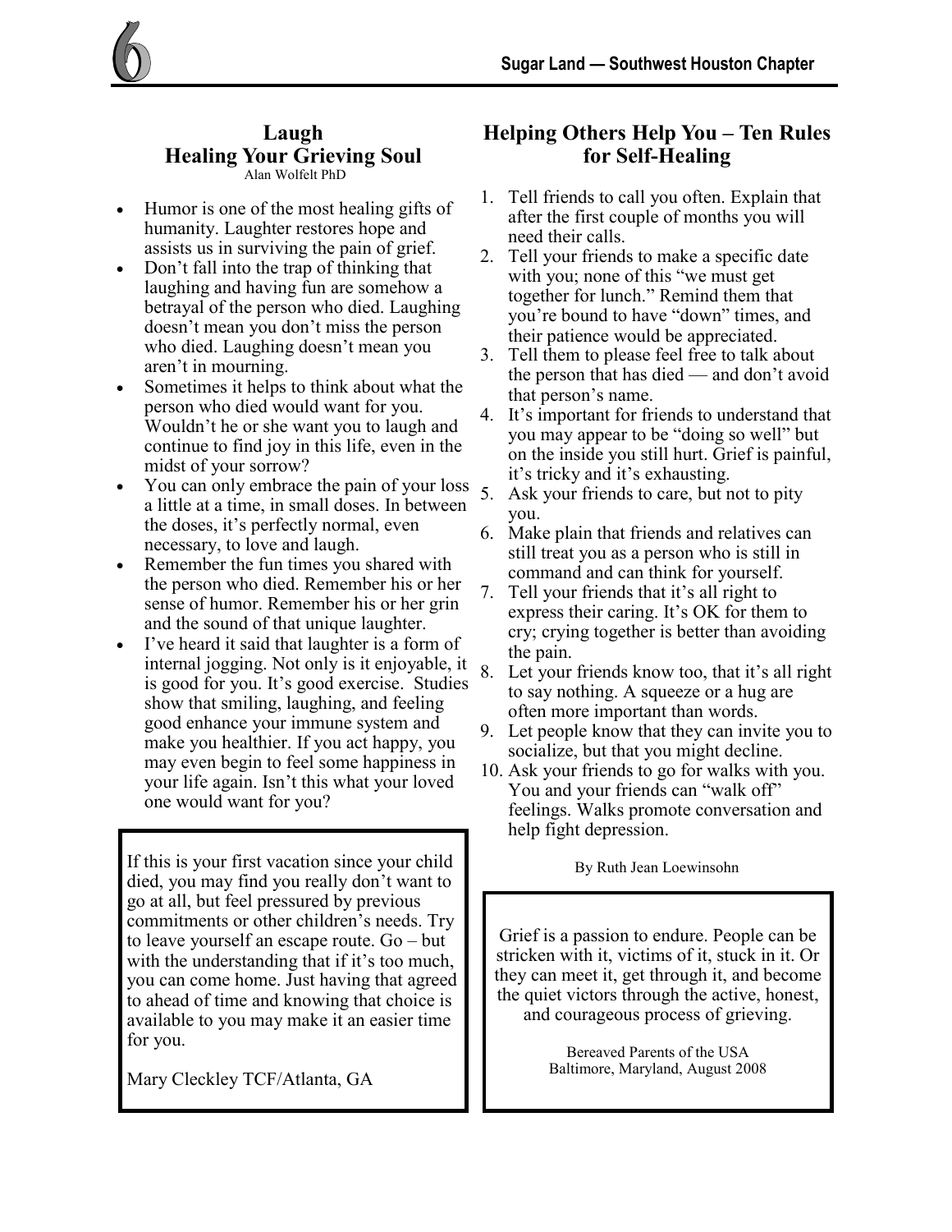## Laugh
## Healing Your Grieving Soul

Alan Wolfelt PhD

- Humor is one of the most healing gifts of humanity. Laughter restores hope and assists us in surviving the pain of grief.
- Don't fall into the trap of thinking that laughing and having fun are somehow a betrayal of the person who died. Laughing doesn't mean you don't miss the person who died. Laughing doesn't mean you aren't in mourning.
- Sometimes it helps to think about what the person who died would want for you. Wouldn't he or she want you to laugh and continue to find joy in this life, even in the midst of your sorrow?
- You can only embrace the pain of your loss a little at a time, in small doses. In between the doses, it's perfectly normal, even necessary, to love and laugh.
- Remember the fun times you shared with the person who died. Remember his or her sense of humor. Remember his or her grin and the sound of that unique laughter.
- I've heard it said that laughter is a form of internal jogging. Not only is it enjoyable, it is good for you. It's good exercise. Studies show that smiling, laughing, and feeling good enhance your immune system and make you healthier. If you act happy, you may even begin to feel some happiness in your life again. Isn't this what your loved one would want for you?

If this is your first vacation since your child died, you may find you really don't want to go at all, but feel pressured by previous commitments or other children's needs. Try to leave yourself an escape route. Go – but with the understanding that if it's too much, you can come home. Just having that agreed to ahead of time and knowing that choice is available to you may make it an easier time for you.

Mary Cleckley TCF/Atlanta, GA

## Helping Others Help You – Ten Rules for Self-Healing

1. Tell friends to call you often. Explain that after the first couple of months you will need their calls.
2. Tell your friends to make a specific date with you; none of this "we must get together for lunch." Remind them that you're bound to have "down" times, and their patience would be appreciated.
3. Tell them to please feel free to talk about the person that has died — and don't avoid that person's name.
4. It's important for friends to understand that you may appear to be "doing so well" but on the inside you still hurt. Grief is painful, it's tricky and it's exhausting.
5. Ask your friends to care, but not to pity you.
6. Make plain that friends and relatives can still treat you as a person who is still in command and can think for yourself.
7. Tell your friends that it's all right to express their caring. It's OK for them to cry; crying together is better than avoiding the pain.
8. Let your friends know too, that it's all right to say nothing. A squeeze or a hug are often more important than words.
9. Let people know that they can invite you to socialize, but that you might decline.
10. Ask your friends to go for walks with you. You and your friends can "walk off" feelings. Walks promote conversation and help fight depression.

By Ruth Jean Loewinsohn

Grief is a passion to endure. People can be stricken with it, victims of it, stuck in it. Or they can meet it, get through it, and become the quiet victors through the active, honest, and courageous process of grieving.

Bereaved Parents of the USA
Baltimore, Maryland, August 2008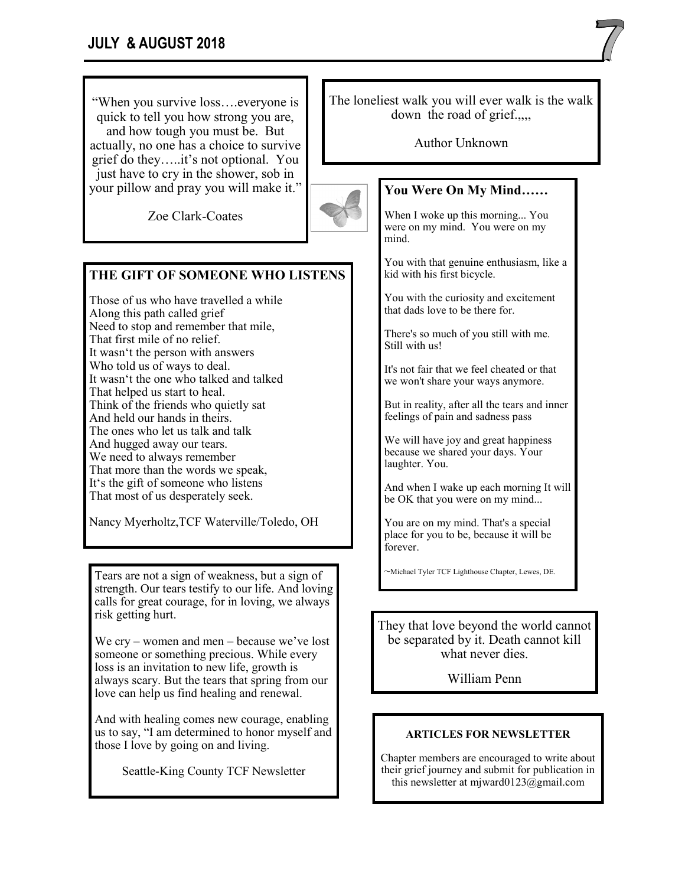"When you survive loss….everyone is quick to tell you how strong you are, and how tough you must be. But actually, no one has a choice to survive grief do they…..it's not optional. You just have to cry in the shower, sob in your pillow and pray you will make it."

Zoe Clark-Coates

The loneliest walk you will ever walk is the walk down the road of grief.,,,,

Author Unknown

## THE GIFT OF SOMEONE WHO LISTENS

Those of us who have travelled a while
Along this path called grief
Need to stop and remember that mile,
That first mile of no relief.
It wasn't the person with answers
Who told us of ways to deal.
It wasn't the one who talked and talked
That helped us start to heal.
Think of the friends who quietly sat
And held our hands in theirs.
The ones who let us talk and talk
And hugged away our tears.
We need to always remember
That more than the words we speak,
It's the gift of someone who listens
That most of us desperately seek.

Nancy Myerholtz,TCF Waterville/Toledo, OH

## You Were On My Mind……

When I woke up this morning... You were on my mind. You were on my mind.

You with that genuine enthusiasm, like a kid with his first bicycle.

You with the curiosity and excitement that dads love to be there for.

There's so much of you still with me. Still with us!

It's not fair that we feel cheated or that we won't share your ways anymore.

But in reality, after all the tears and inner feelings of pain and sadness pass

We will have joy and great happiness because we shared your days. Your laughter. You.

And when I wake up each morning It will be OK that you were on my mind...

You are on my mind. That's a special place for you to be, because it will be forever.

~Michael Tyler TCF Lighthouse Chapter, Lewes, DE.

Tears are not a sign of weakness, but a sign of strength. Our tears testify to our life. And loving calls for great courage, for in loving, we always risk getting hurt.

We cry – women and men – because we've lost someone or something precious. While every loss is an invitation to new life, growth is always scary. But the tears that spring from our love can help us find healing and renewal.

And with healing comes new courage, enabling us to say, "I am determined to honor myself and those I love by going on and living.

Seattle-King County TCF Newsletter

They that love beyond the world cannot be separated by it. Death cannot kill what never dies.

William Penn

**ARTICLES FOR NEWSLETTER**

Chapter members are encouraged to write about their grief journey and submit for publication in this newsletter at mjward0123@gmail.com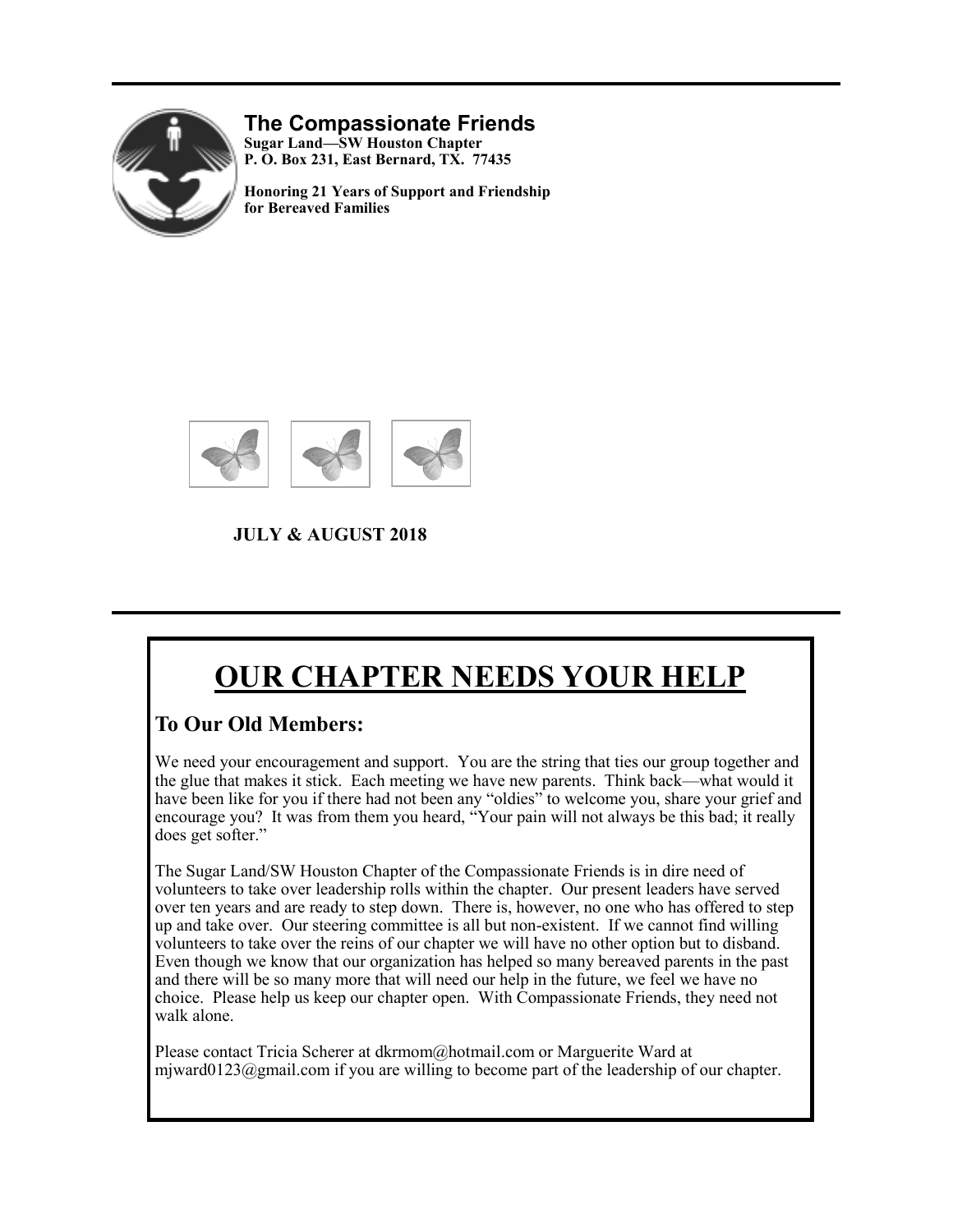**The Compassionate Friends**
**Sugar Land—SW Houston Chapter**
**P. O. Box 231, East Bernard, TX. 77435**

**Honoring 21 Years of Support and Friendship for Bereaved Families**

**JULY & AUGUST 2018**

# OUR CHAPTER NEEDS YOUR HELP

## To Our Old Members:

We need your encouragement and support. You are the string that ties our group together and the glue that makes it stick. Each meeting we have new parents. Think back—what would it have been like for you if there had not been any "oldies" to welcome you, share your grief and encourage you? It was from them you heard, "Your pain will not always be this bad; it really does get softer."

The Sugar Land/SW Houston Chapter of the Compassionate Friends is in dire need of volunteers to take over leadership rolls within the chapter. Our present leaders have served over ten years and are ready to step down. There is, however, no one who has offered to step up and take over. Our steering committee is all but non-existent. If we cannot find willing volunteers to take over the reins of our chapter we will have no other option but to disband. Even though we know that our organization has helped so many bereaved parents in the past and there will be so many more that will need our help in the future, we feel we have no choice. Please help us keep our chapter open. With Compassionate Friends, they need not walk alone.

Please contact Tricia Scherer at dkrmom@hotmail.com or Marguerite Ward at mjward0123@gmail.com if you are willing to become part of the leadership of our chapter.